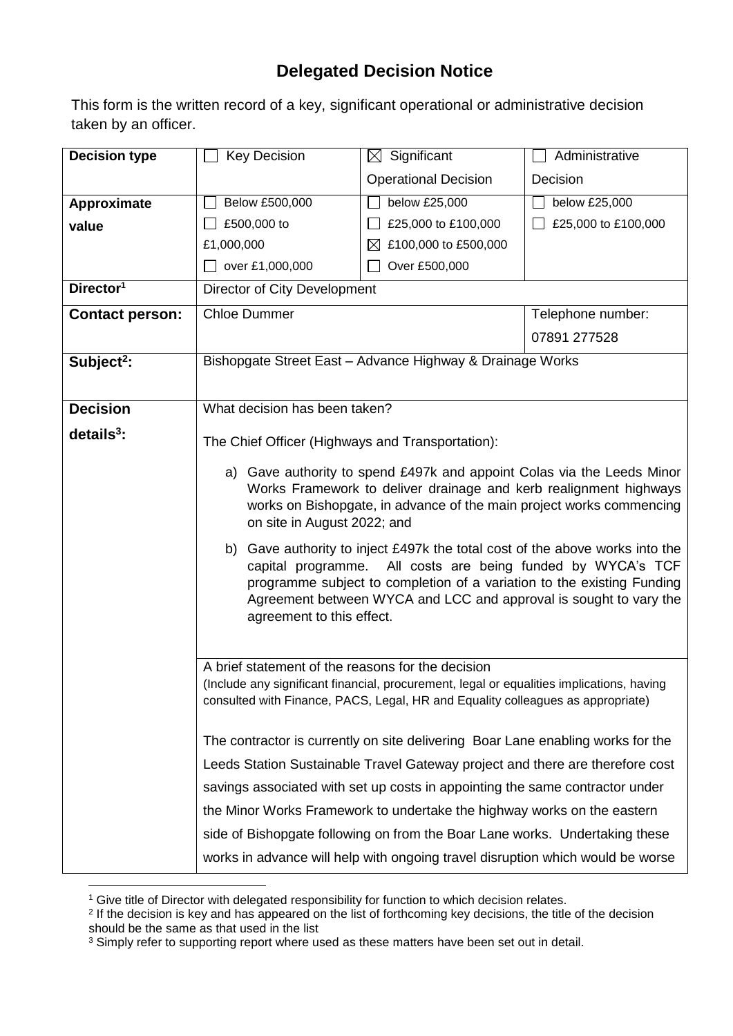# Delegated Decision Notice

This form is the written record of a key, significant operational or administrative decision taken by an officer.

| **Decision type** | ☐ Key Decision | ☒ Significant Operational Decision | ☐ Administrative Decision |
|---|---|---|---|
| **Approximate value** | ☐ Below £500,000<br>☐ £500,000 to £1,000,000<br>☐ over £1,000,000 | ☐ below £25,000<br>☐ £25,000 to £100,000<br>☒ £100,000 to £500,000<br>☐ Over £500,000 | ☐ below £25,000<br>☐ £25,000 to £100,000 |
| **Director**[1] | Director of City Development | | |
| **Contact person:** | Chloe Dummer | | Telephone number:<br>07891 277528 |
| **Subject**[2]**:** | Bishopgate Street East – Advance Highway & Drainage Works | | |
| **Decision details**[3]**:** | What decision has been taken?<br><br>The Chief Officer (Highways and Transportation):<br><br>a) Gave authority to spend £497k and appoint Colas via the Leeds Minor Works Framework to deliver drainage and kerb realignment highways works on Bishopgate, in advance of the main project works commencing on site in August 2022; and<br><br>b) Gave authority to inject £497k the total cost of the above works into the capital programme. All costs are being funded by WYCA's TCF programme subject to completion of a variation to the existing Funding Agreement between WYCA and LCC and approval is sought to vary the agreement to this effect. | | |
| | A brief statement of the reasons for the decision<br>(Include any significant financial, procurement, legal or equalities implications, having consulted with Finance, PACS, Legal, HR and Equality colleagues as appropriate)<br><br>The contractor is currently on site delivering Boar Lane enabling works for the Leeds Station Sustainable Travel Gateway project and there are therefore cost savings associated with set up costs in appointing the same contractor under the Minor Works Framework to undertake the highway works on the eastern side of Bishopgate following on from the Boar Lane works. Undertaking these works in advance will help with ongoing travel disruption which would be worse | | |

[1] Give title of Director with delegated responsibility for function to which decision relates.

[2] If the decision is key and has appeared on the list of forthcoming key decisions, the title of the decision should be the same as that used in the list

[3] Simply refer to supporting report where used as these matters have been set out in detail.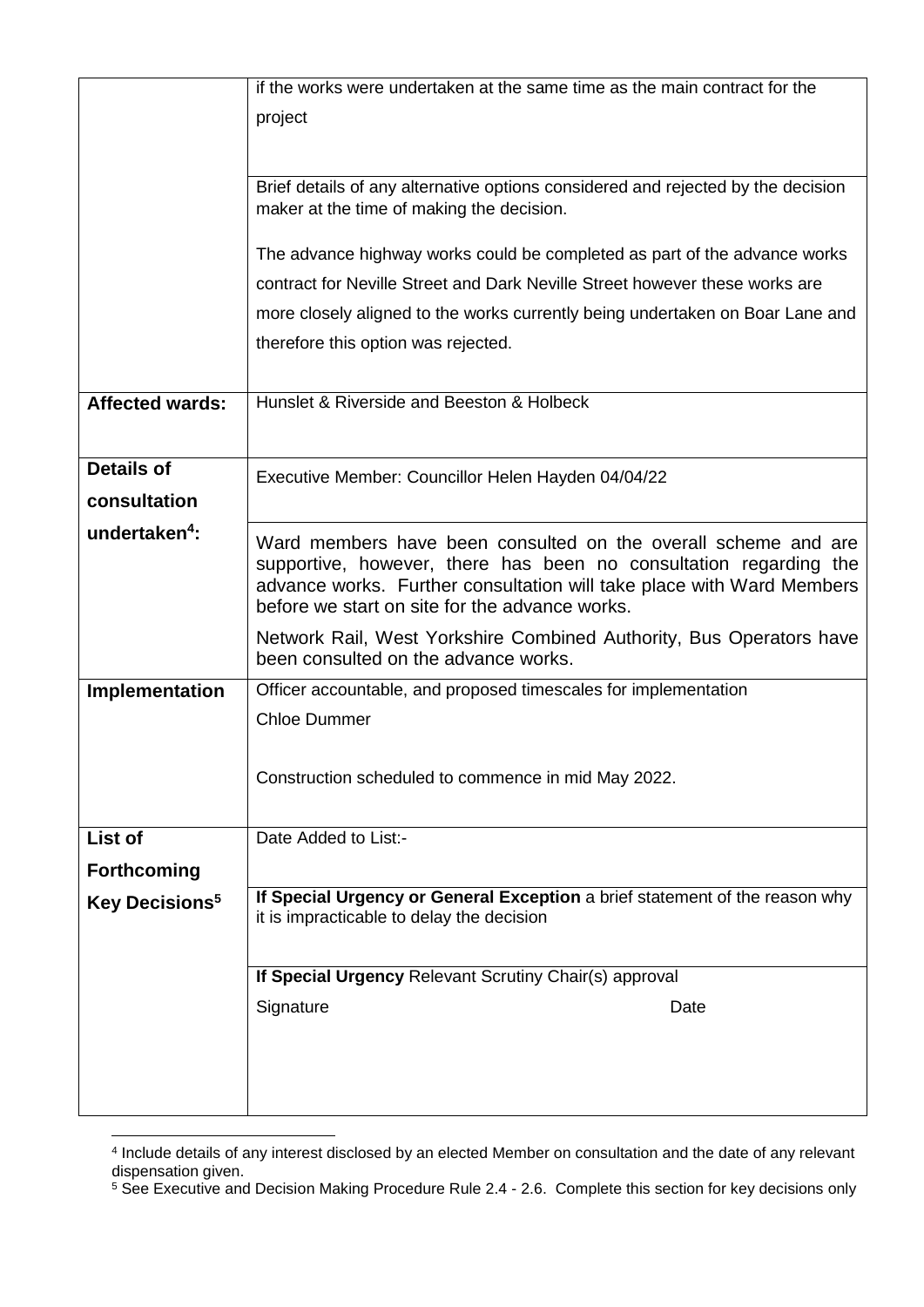| | |
|---|---|
| | if the works were undertaken at the same time as the main contract for the project |
| | Brief details of any alternative options considered and rejected by the decision maker at the time of making the decision.<br><br>The advance highway works could be completed as part of the advance works contract for Neville Street and Dark Neville Street however these works are more closely aligned to the works currently being undertaken on Boar Lane and therefore this option was rejected. |
| **Affected wards:** | Hunslet & Riverside and Beeston & Holbeck |
| **Details of consultation undertaken[4]:** | Executive Member: Councillor Helen Hayden 04/04/22 |
| | Ward members have been consulted on the overall scheme and are supportive, however, there has been no consultation regarding the advance works. Further consultation will take place with Ward Members before we start on site for the advance works.<br><br>Network Rail, West Yorkshire Combined Authority, Bus Operators have been consulted on the advance works. |
| **Implementation** | Officer accountable, and proposed timescales for implementation<br><br>Chloe Dummer<br><br>Construction scheduled to commence in mid May 2022. |
| **List of Forthcoming Key Decisions[5]** | Date Added to List:- |
| | **If Special Urgency or General Exception** a brief statement of the reason why it is impracticable to delay the decision |
| | **If Special Urgency** Relevant Scrutiny Chair(s) approval<br><br>Signature Date |

[4] Include details of any interest disclosed by an elected Member on consultation and the date of any relevant dispensation given.

[5] See Executive and Decision Making Procedure Rule 2.4 - 2.6. Complete this section for key decisions only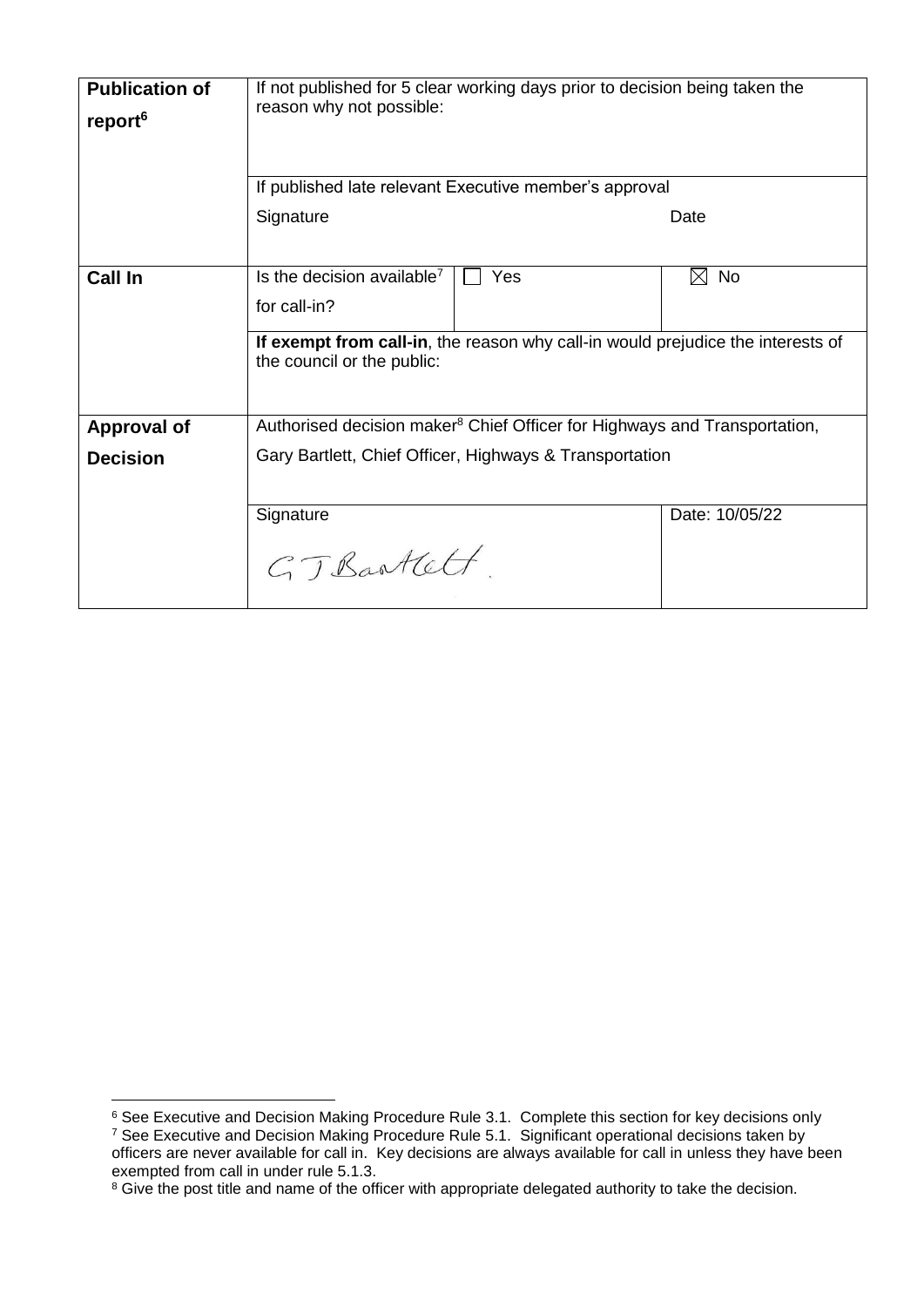| | | | |
|---|---|---|---|
| **Publication of report**[6] | If not published for 5 clear working days prior to decision being taken the reason why not possible: | | |
| | If published late relevant Executive member's approval<br>Signature | | Date |
| **Call In** | Is the decision available[7] for call-in? | ☐ Yes | ☒ No |
| | **If exempt from call-in**, the reason why call-in would prejudice the interests of the council or the public: | | |
| **Approval of Decision** | Authorised decision maker[8] Chief Officer for Highways and Transportation,<br>Gary Bartlett, Chief Officer, Highways & Transportation | | |
| | Signature<br>G J Bartlett. | | Date: 10/05/22 |

[6] See Executive and Decision Making Procedure Rule 3.1. Complete this section for key decisions only

[7] See Executive and Decision Making Procedure Rule 5.1. Significant operational decisions taken by officers are never available for call in. Key decisions are always available for call in unless they have been exempted from call in under rule 5.1.3.

[8] Give the post title and name of the officer with appropriate delegated authority to take the decision.